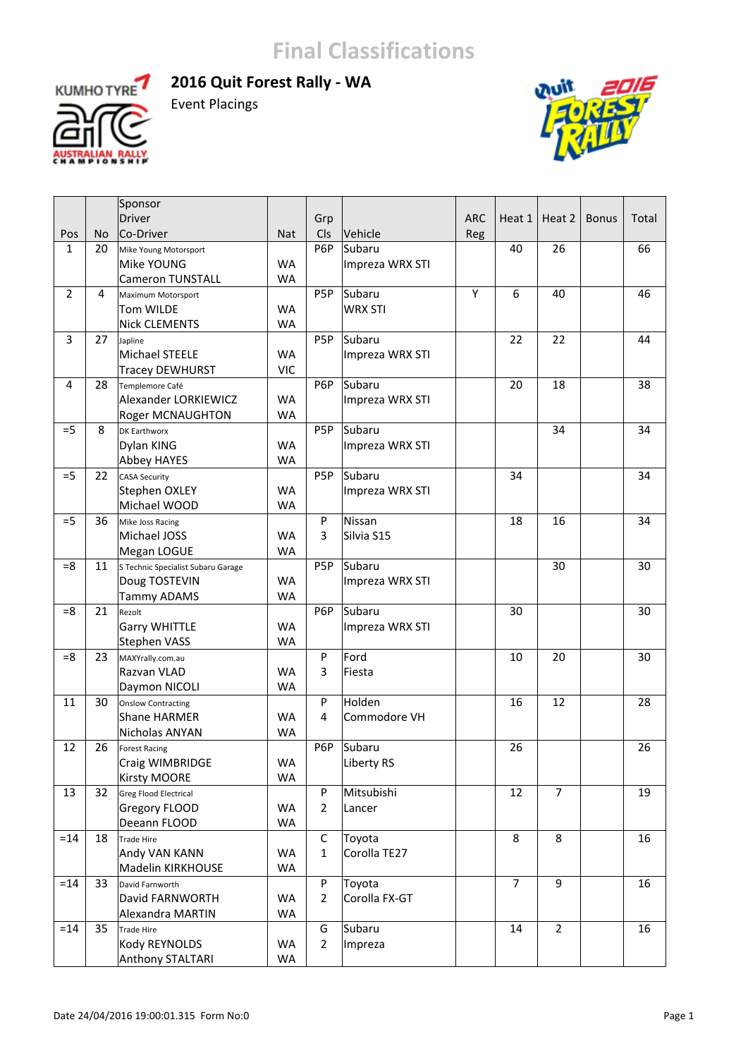# Final Classifications

## 2016 Quit Forest Rally - WA

Event Placings

| Pos | No | Sponsor / Driver / Co-Driver | Nat | Grp Cls | Vehicle | ARC Reg | Heat 1 | Heat 2 | Bonus | Total |
|---|---|---|---|---|---|---|---|---|---|---|
| 1 | 20 | Mike Young Motorsport<br>Mike YOUNG<br>Cameron TUNSTALL | <br>WA<br>WA | P6P | Subaru<br>Impreza WRX STI | | 40 | 26 | | 66 |
| 2 | 4 | Maximum Motorsport<br>Tom WILDE<br>Nick CLEMENTS | <br>WA<br>WA | P5P | Subaru<br>WRX STI | Y | 6 | 40 | | 46 |
| 3 | 27 | Japline<br>Michael STEELE<br>Tracey DEWHURST | <br>WA<br>VIC | P5P | Subaru<br>Impreza WRX STI | | 22 | 22 | | 44 |
| 4 | 28 | Templemore Café<br>Alexander LORKIEWICZ<br>Roger MCNAUGHTON | <br>WA<br>WA | P6P | Subaru<br>Impreza WRX STI | | 20 | 18 | | 38 |
| =5 | 8 | DK Earthworx<br>Dylan KING<br>Abbey HAYES | <br>WA<br>WA | P5P | Subaru<br>Impreza WRX STI | | | 34 | | 34 |
| =5 | 22 | CASA Security<br>Stephen OXLEY<br>Michael WOOD | <br>WA<br>WA | P5P | Subaru<br>Impreza WRX STI | | 34 | | | 34 |
| =5 | 36 | Mike Joss Racing<br>Michael JOSS<br>Megan LOGUE | <br>WA<br>WA | P<br>3 | Nissan<br>Silvia S15 | | 18 | 16 | | 34 |
| =8 | 11 | S Technic Specialist Subaru Garage<br>Doug TOSTEVIN<br>Tammy ADAMS | <br>WA<br>WA | P5P | Subaru<br>Impreza WRX STI | | | 30 | | 30 |
| =8 | 21 | Rezolt<br>Garry WHITTLE<br>Stephen VASS | <br>WA<br>WA | P6P | Subaru<br>Impreza WRX STI | | 30 | | | 30 |
| =8 | 23 | MAXYrally.com.au<br>Razvan VLAD<br>Daymon NICOLI | <br>WA<br>WA | P<br>3 | Ford<br>Fiesta | | 10 | 20 | | 30 |
| 11 | 30 | Onslow Contracting<br>Shane HARMER<br>Nicholas ANYAN | <br>WA<br>WA | P<br>4 | Holden<br>Commodore VH | | 16 | 12 | | 28 |
| 12 | 26 | Forest Racing<br>Craig WIMBRIDGE<br>Kirsty MOORE | <br>WA<br>WA | P6P | Subaru<br>Liberty RS | | 26 | | | 26 |
| 13 | 32 | Greg Flood Electrical<br>Gregory FLOOD<br>Deeann FLOOD | <br>WA<br>WA | P<br>2 | Mitsubishi<br>Lancer | | 12 | 7 | | 19 |
| =14 | 18 | Trade Hire<br>Andy VAN KANN<br>Madelin KIRKHOUSE | <br>WA<br>WA | C<br>1 | Toyota<br>Corolla TE27 | | 8 | 8 | | 16 |
| =14 | 33 | David Farnworth<br>David FARNWORTH<br>Alexandra MARTIN | <br>WA<br>WA | P<br>2 | Toyota<br>Corolla FX-GT | | 7 | 9 | | 16 |
| =14 | 35 | Trade Hire<br>Kody REYNOLDS<br>Anthony STALTARI | <br>WA<br>WA | G<br>2 | Subaru<br>Impreza | | 14 | 2 | | 16 |

Date 24/04/2016 19:00:01.315 Form No:0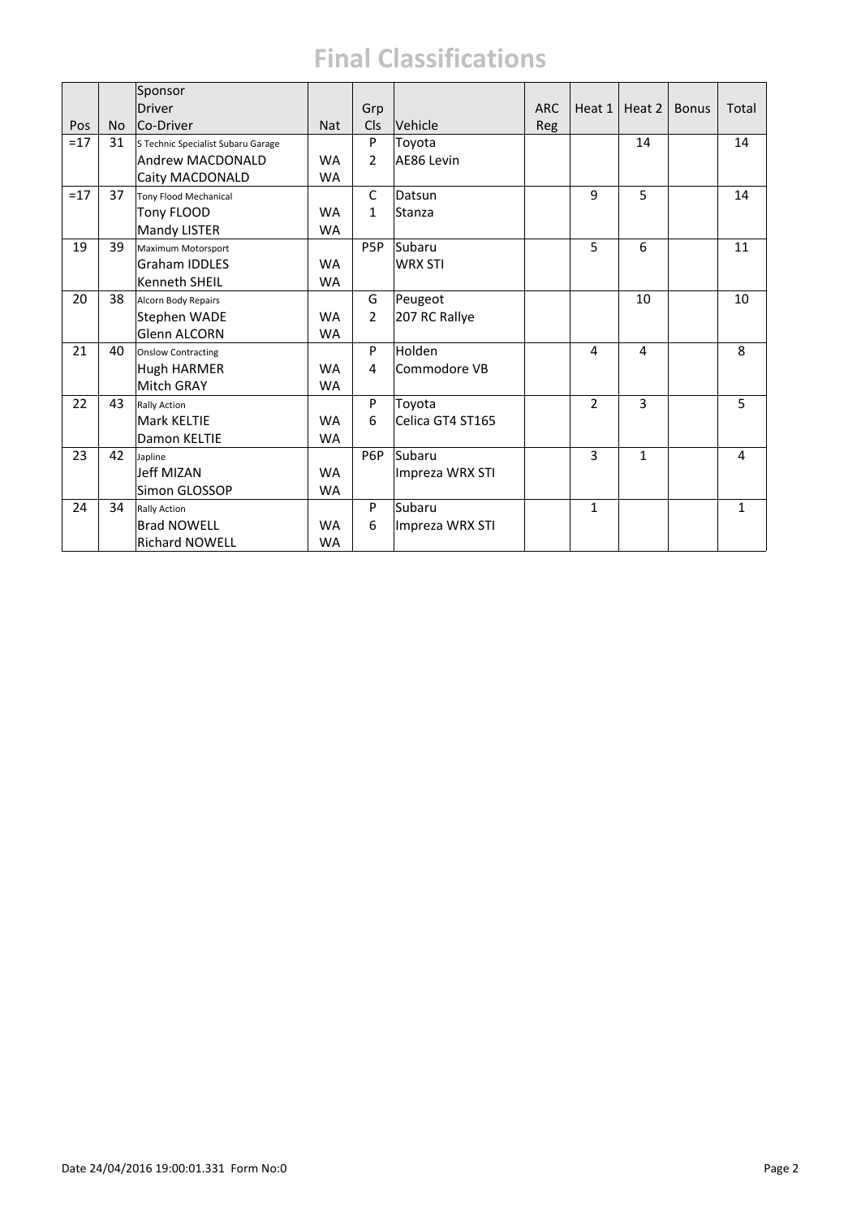# Final Classifications

| Pos | No | Sponsor<br>Driver<br>Co-Driver | Nat | Grp<br>Cls | Vehicle | ARC<br>Reg | Heat 1 | Heat 2 | Bonus | Total |
|---|---|---|---|---|---|---|---|---|---|---|
| =17 | 31 | S Technic Specialist Subaru Garage<br>Andrew MACDONALD<br>Caity MACDONALD | <br>WA<br>WA | P<br>2 | Toyota<br>AE86 Levin | | | 14 | | 14 |
| =17 | 37 | Tony Flood Mechanical<br>Tony FLOOD<br>Mandy LISTER | <br>WA<br>WA | C<br>1 | Datsun<br>Stanza | | 9 | 5 | | 14 |
| 19 | 39 | Maximum Motorsport<br>Graham IDDLES<br>Kenneth SHEIL | <br>WA<br>WA | P5P | Subaru<br>WRX STI | | 5 | 6 | | 11 |
| 20 | 38 | Alcorn Body Repairs<br>Stephen WADE<br>Glenn ALCORN | <br>WA<br>WA | G<br>2 | Peugeot<br>207 RC Rallye | | | 10 | | 10 |
| 21 | 40 | Onslow Contracting<br>Hugh HARMER<br>Mitch GRAY | <br>WA<br>WA | P<br>4 | Holden<br>Commodore VB | | 4 | 4 | | 8 |
| 22 | 43 | Rally Action<br>Mark KELTIE<br>Damon KELTIE | <br>WA<br>WA | P<br>6 | Toyota<br>Celica GT4 ST165 | | 2 | 3 | | 5 |
| 23 | 42 | Japline<br>Jeff MIZAN<br>Simon GLOSSOP | <br>WA<br>WA | P6P | Subaru<br>Impreza WRX STI | | 3 | 1 | | 4 |
| 24 | 34 | Rally Action<br>Brad NOWELL<br>Richard NOWELL | <br>WA<br>WA | P<br>6 | Subaru<br>Impreza WRX STI | | 1 | | | 1 |

Date 24/04/2016 19:00:01.331 Form No:0